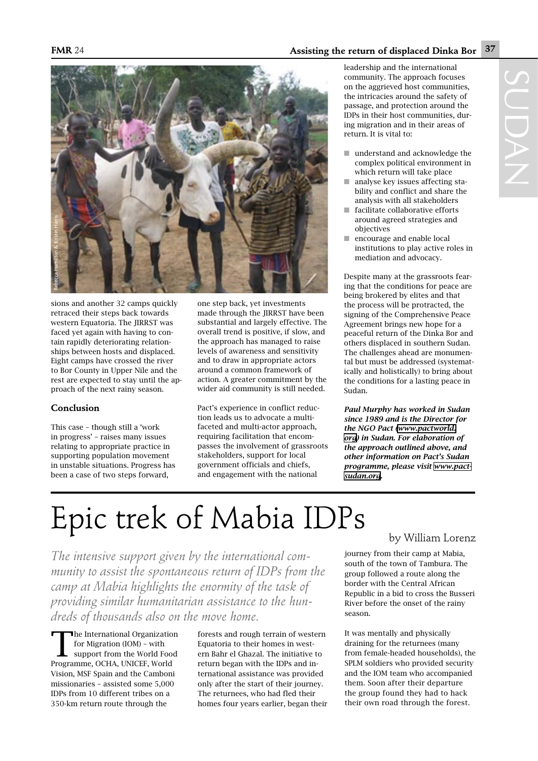sions and another 32 camps quickly retraced their steps back towards western Equatoria. The JIRRST was faced yet again with having to contain rapidly deteriorating relationships between hosts and displaced. Eight camps have crossed the river to Bor County in Upper Nile and the rest are expected to stay until the approach of the next rainy season.

### Conclusion

This case – though still a 'work in progress' – raises many issues relating to appropriate practice in supporting population movement in unstable situations. Progress has been a case of two steps forward, one step back, yet investments made through the JIRRST have been substantial and largely effective. The overall trend is positive, if slow, and the approach has managed to raise levels of awareness and sensitivity and to draw in appropriate actors around a common framework of action. A greater commitment by the wider aid community is still needed.

Pact's experience in conflict reduction leads us to advocate a multi-faceted and multi-actor approach, requiring facilitation that encompasses the involvement of grassroots stakeholders, support for local government officials and chiefs, and engagement with the national leadership and the international community. The approach focuses on the aggrieved host communities, the intricacies around the safety of passage, and protection around the IDPs in their host communities, during migration and in their areas of return. It is vital to:

- understand and acknowledge the complex political environment in which return will take place
- analyse key issues affecting stability and conflict and share the analysis with all stakeholders
- facilitate collaborative efforts around agreed strategies and objectives
- encourage and enable local institutions to play active roles in mediation and advocacy.

Despite many at the grassroots fearing that the conditions for peace are being brokered by elites and that the process will be protracted, the signing of the Comprehensive Peace Agreement brings new hope for a peaceful return of the Dinka Bor and others displaced in southern Sudan. The challenges ahead are monumental but must be addressed (systematically and holistically) to bring about the conditions for a lasting peace in Sudan.

***Paul Murphy has worked in Sudan since 1989 and is the Director for the NGO Pact (www.pactworld.org) in Sudan. For elaboration of the approach outlined above, and other information on Pact's Sudan programme, please visit www.pactsudan.org.***

# Epic trek of Mabia IDPs

by William Lorenz

*The intensive support given by the international community to assist the spontaneous return of IDPs from the camp at Mabia highlights the enormity of the task of providing similar humanitarian assistance to the hundreds of thousands also on the move home.*

The International Organization for Migration (IOM) – with support from the World Food Programme, OCHA, UNICEF, World Vision, MSF Spain and the Camboni missionaries – assisted some 5,000 IDPs from 10 different tribes on a 350-km return route through the forests and rough terrain of western Equatoria to their homes in western Bahr el Ghazal. The initiative to return began with the IDPs and international assistance was provided only after the start of their journey. The returnees, who had fled their homes four years earlier, began their journey from their camp at Mabia, south of the town of Tambura. The group followed a route along the border with the Central African Republic in a bid to cross the Busseri River before the onset of the rainy season.

It was mentally and physically draining for the returnees (many from female-headed households), the SPLM soldiers who provided security and the IOM team who accompanied them. Soon after their departure the group found they had to hack their own road through the forest.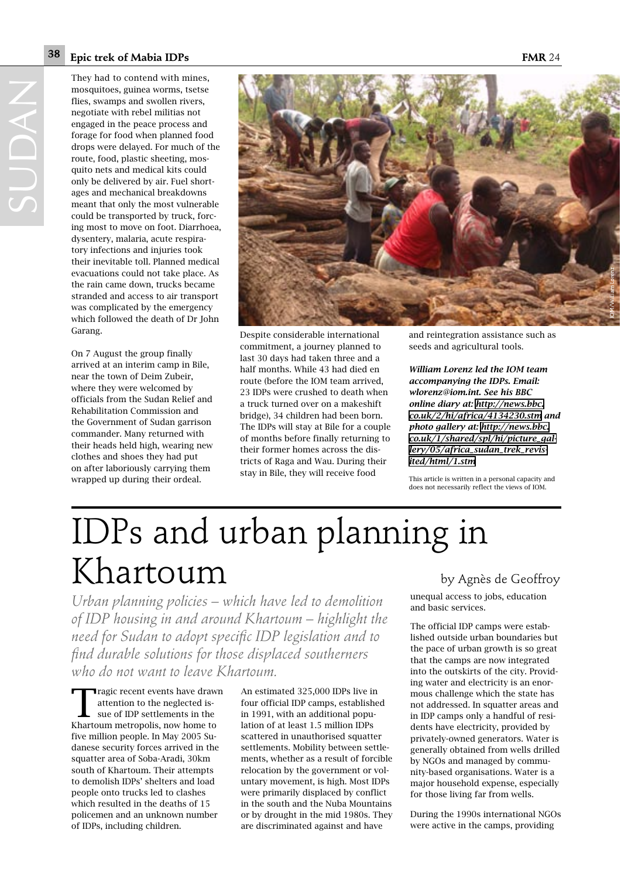They had to contend with mines, mosquitoes, guinea worms, tsetse flies, swamps and swollen rivers, negotiate with rebel militias not engaged in the peace process and forage for food when planned food drops were delayed. For much of the route, food, plastic sheeting, mosquito nets and medical kits could only be delivered by air. Fuel shortages and mechanical breakdowns meant that only the most vulnerable could be transported by truck, forcing most to move on foot. Diarrhoea, dysentery, malaria, acute respiratory infections and injuries took their inevitable toll. Planned medical evacuations could not take place. As the rain came down, trucks became stranded and access to air transport was complicated by the emergency which followed the death of Dr John Garang.

On 7 August the group finally arrived at an interim camp in Bile, near the town of Deim Zubeir, where they were welcomed by officials from the Sudan Relief and Rehabilitation Commission and the Government of Sudan garrison commander. Many returned with their heads held high, wearing new clothes and shoes they had put on after laboriously carrying them wrapped up during their ordeal.

IOM/William Lorenz

Despite considerable international commitment, a journey planned to last 30 days had taken three and a half months. While 43 had died en route (before the IOM team arrived, 23 IDPs were crushed to death when a truck turned over on a makeshift bridge), 34 children had been born. The IDPs will stay at Bile for a couple of months before finally returning to their former homes across the districts of Raga and Wau. During their stay in Bile, they will receive food and reintegration assistance such as seeds and agricultural tools.

***William Lorenz led the IOM team accompanying the IDPs. Email: wlorenz@iom.int. See his BBC online diary at: http://news.bbc.co.uk/2/hi/africa/4134230.stm and photo gallery at: http://news.bbc.co.uk/1/shared/spl/hi/picture_gallery/05/africa_sudan_trek_revisited/html/1.stm***

This article is written in a personal capacity and does not necessarily reflect the views of IOM.

# IDPs and urban planning in Khartoum

by Agnès de Geoffroy

*Urban planning policies – which have led to demolition of IDP housing in and around Khartoum – highlight the need for Sudan to adopt specific IDP legislation and to find durable solutions for those displaced southerners who do not want to leave Khartoum.*

Tragic recent events have drawn attention to the neglected issue of IDP settlements in the Khartoum metropolis, now home to five million people. In May 2005 Sudanese security forces arrived in the squatter area of Soba-Aradi, 30km south of Khartoum. Their attempts to demolish IDPs' shelters and load people onto trucks led to clashes which resulted in the deaths of 15 policemen and an unknown number of IDPs, including children.

An estimated 325,000 IDPs live in four official IDP camps, established in 1991, with an additional population of at least 1.5 million IDPs scattered in unauthorised squatter settlements. Mobility between settlements, whether as a result of forcible relocation by the government or voluntary movement, is high. Most IDPs were primarily displaced by conflict in the south and the Nuba Mountains or by drought in the mid 1980s. They are discriminated against and have unequal access to jobs, education and basic services.

The official IDP camps were established outside urban boundaries but the pace of urban growth is so great that the camps are now integrated into the outskirts of the city. Providing water and electricity is an enormous challenge which the state has not addressed. In squatter areas and in IDP camps only a handful of residents have electricity, provided by privately-owned generators. Water is generally obtained from wells drilled by NGOs and managed by community-based organisations. Water is a major household expense, especially for those living far from wells.

During the 1990s international NGOs were active in the camps, providing